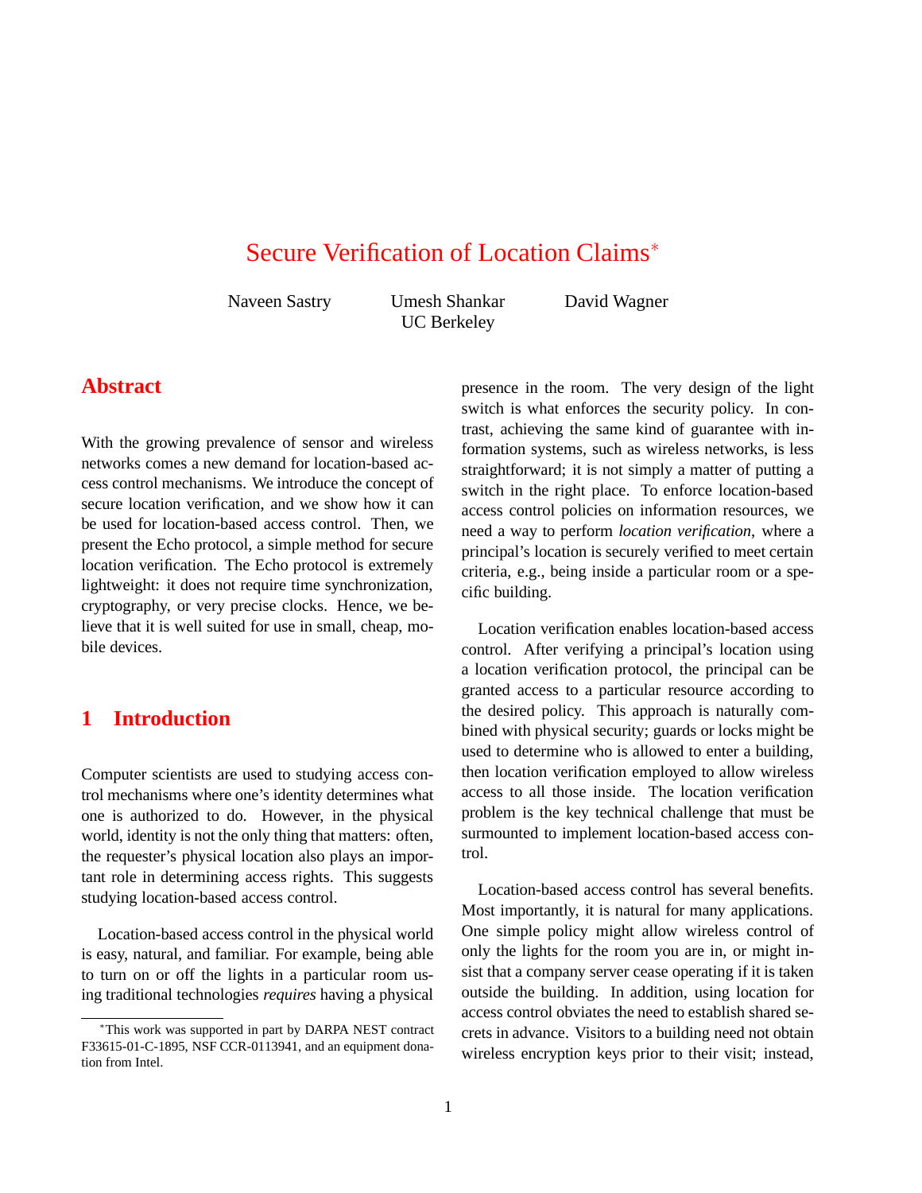# Secure Verification of Location Claims*

Naveen Sastry    Umesh Shankar    David Wagner

UC Berkeley

## Abstract

With the growing prevalence of sensor and wireless networks comes a new demand for location-based access control mechanisms. We introduce the concept of secure location verification, and we show how it can be used for location-based access control. Then, we present the Echo protocol, a simple method for secure location verification. The Echo protocol is extremely lightweight: it does not require time synchronization, cryptography, or very precise clocks. Hence, we believe that it is well suited for use in small, cheap, mobile devices.

## 1 Introduction

Computer scientists are used to studying access control mechanisms where one's identity determines what one is authorized to do. However, in the physical world, identity is not the only thing that matters: often, the requester's physical location also plays an important role in determining access rights. This suggests studying location-based access control.

Location-based access control in the physical world is easy, natural, and familiar. For example, being able to turn on or off the lights in a particular room using traditional technologies *requires* having a physical presence in the room. The very design of the light switch is what enforces the security policy. In contrast, achieving the same kind of guarantee with information systems, such as wireless networks, is less straightforward; it is not simply a matter of putting a switch in the right place. To enforce location-based access control policies on information resources, we need a way to perform *location verification*, where a principal's location is securely verified to meet certain criteria, e.g., being inside a particular room or a specific building.

Location verification enables location-based access control. After verifying a principal's location using a location verification protocol, the principal can be granted access to a particular resource according to the desired policy. This approach is naturally combined with physical security; guards or locks might be used to determine who is allowed to enter a building, then location verification employed to allow wireless access to all those inside. The location verification problem is the key technical challenge that must be surmounted to implement location-based access control.

Location-based access control has several benefits. Most importantly, it is natural for many applications. One simple policy might allow wireless control of only the lights for the room you are in, or might insist that a company server cease operating if it is taken outside the building. In addition, using location for access control obviates the need to establish shared secrets in advance. Visitors to a building need not obtain wireless encryption keys prior to their visit; instead,

---

*This work was supported in part by DARPA NEST contract F33615-01-C-1895, NSF CCR-0113941, and an equipment donation from Intel.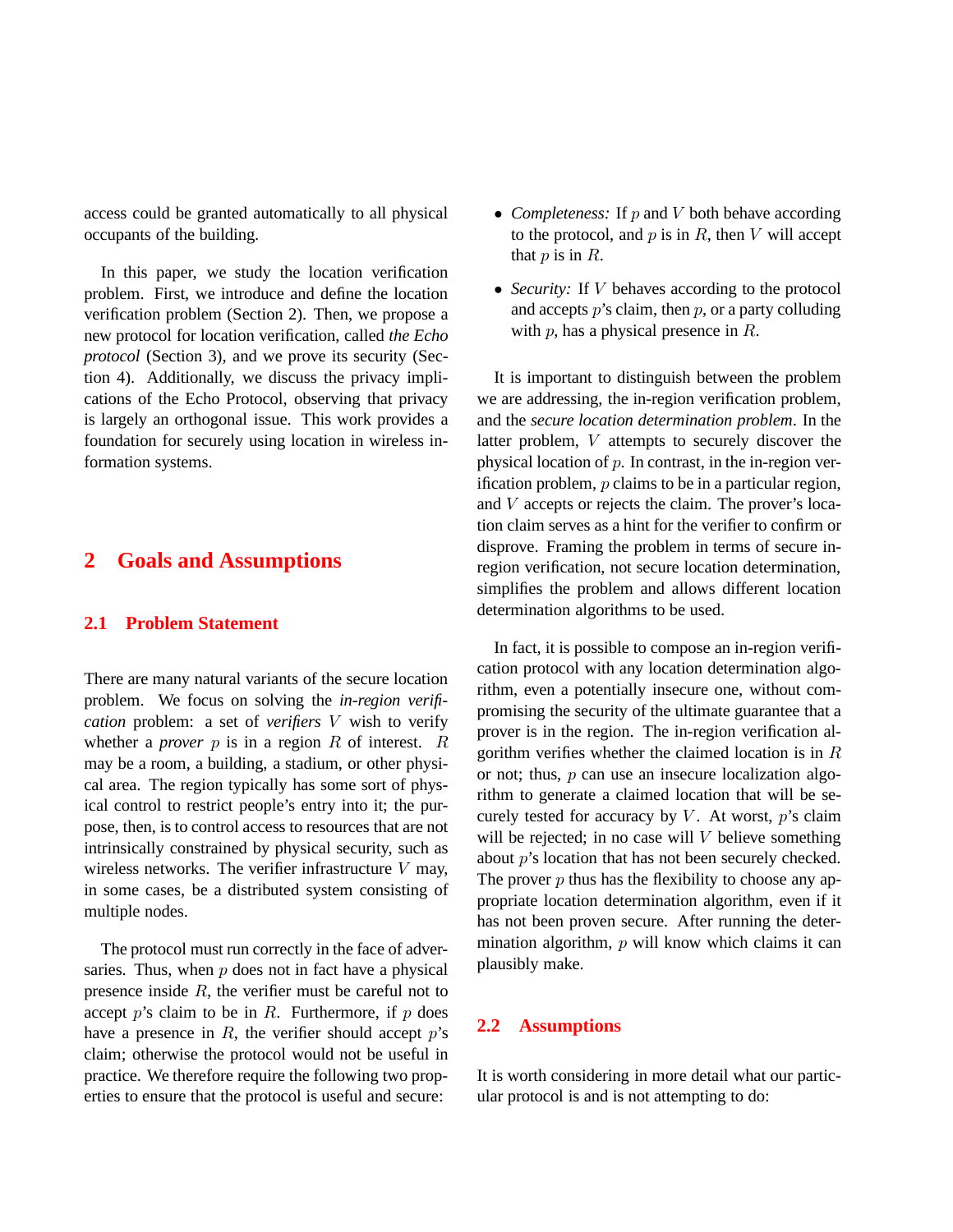access could be granted automatically to all physical occupants of the building.

In this paper, we study the location verification problem. First, we introduce and define the location verification problem (Section 2). Then, we propose a new protocol for location verification, called *the Echo protocol* (Section 3), and we prove its security (Section 4). Additionally, we discuss the privacy implications of the Echo Protocol, observing that privacy is largely an orthogonal issue. This work provides a foundation for securely using location in wireless information systems.

## 2 Goals and Assumptions

### 2.1 Problem Statement

There are many natural variants of the secure location problem. We focus on solving the *in-region verification* problem: a set of *verifiers* $V$ wish to verify whether a *prover* $p$ is in a region $R$ of interest. $R$ may be a room, a building, a stadium, or other physical area. The region typically has some sort of physical control to restrict people's entry into it; the purpose, then, is to control access to resources that are not intrinsically constrained by physical security, such as wireless networks. The verifier infrastructure $V$ may, in some cases, be a distributed system consisting of multiple nodes.

The protocol must run correctly in the face of adversaries. Thus, when $p$ does not in fact have a physical presence inside $R$, the verifier must be careful not to accept $p$'s claim to be in $R$. Furthermore, if $p$ does have a presence in $R$, the verifier should accept $p$'s claim; otherwise the protocol would not be useful in practice. We therefore require the following two properties to ensure that the protocol is useful and secure:

- *Completeness:* If $p$ and $V$ both behave according to the protocol, and $p$ is in $R$, then $V$ will accept that $p$ is in $R$.
- *Security:* If $V$ behaves according to the protocol and accepts $p$'s claim, then $p$, or a party colluding with $p$, has a physical presence in $R$.

It is important to distinguish between the problem we are addressing, the in-region verification problem, and the *secure location determination problem*. In the latter problem, $V$ attempts to securely discover the physical location of $p$. In contrast, in the in-region verification problem, $p$ claims to be in a particular region, and $V$ accepts or rejects the claim. The prover's location claim serves as a hint for the verifier to confirm or disprove. Framing the problem in terms of secure in-region verification, not secure location determination, simplifies the problem and allows different location determination algorithms to be used.

In fact, it is possible to compose an in-region verification protocol with any location determination algorithm, even a potentially insecure one, without compromising the security of the ultimate guarantee that a prover is in the region. The in-region verification algorithm verifies whether the claimed location is in $R$ or not; thus, $p$ can use an insecure localization algorithm to generate a claimed location that will be securely tested for accuracy by $V$. At worst, $p$'s claim will be rejected; in no case will $V$ believe something about $p$'s location that has not been securely checked. The prover $p$ thus has the flexibility to choose any appropriate location determination algorithm, even if it has not been proven secure. After running the determination algorithm, $p$ will know which claims it can plausibly make.

### 2.2 Assumptions

It is worth considering in more detail what our particular protocol is and is not attempting to do: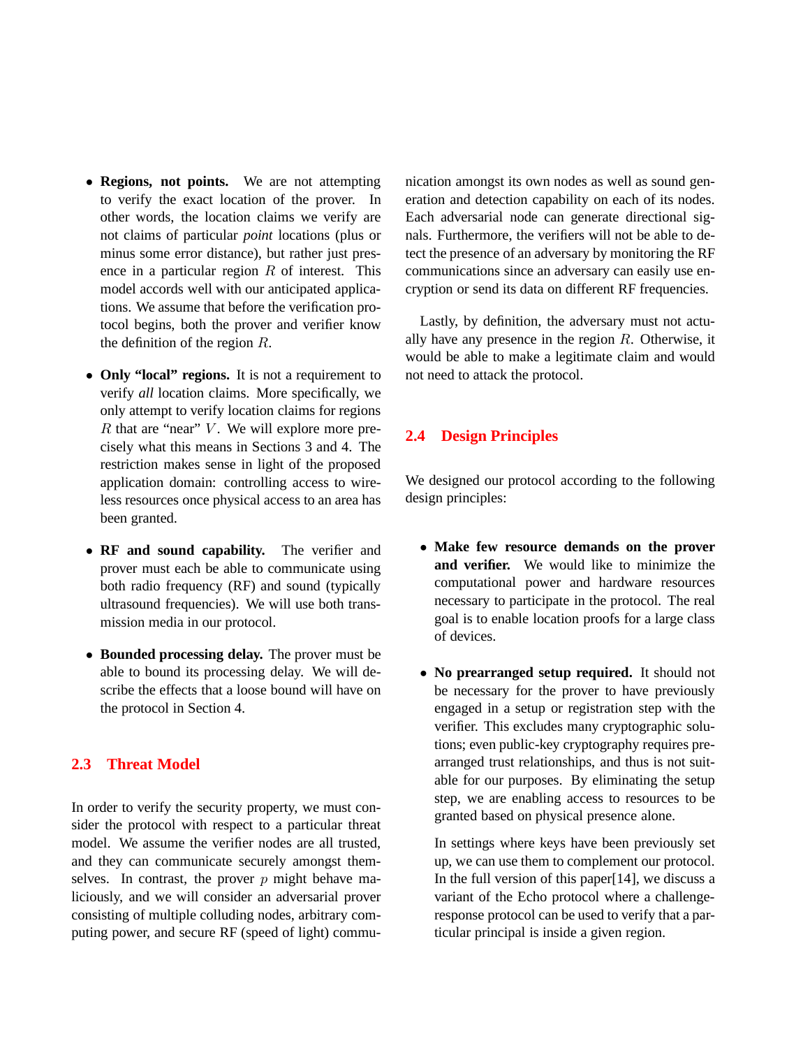- **Regions, not points.** We are not attempting to verify the exact location of the prover. In other words, the location claims we verify are not claims of particular *point* locations (plus or minus some error distance), but rather just presence in a particular region $R$ of interest. This model accords well with our anticipated applications. We assume that before the verification protocol begins, both the prover and verifier know the definition of the region $R$.

- **Only "local" regions.** It is not a requirement to verify *all* location claims. More specifically, we only attempt to verify location claims for regions $R$ that are "near" $V$. We will explore more precisely what this means in Sections 3 and 4. The restriction makes sense in light of the proposed application domain: controlling access to wireless resources once physical access to an area has been granted.

- **RF and sound capability.** The verifier and prover must each be able to communicate using both radio frequency (RF) and sound (typically ultrasound frequencies). We will use both transmission media in our protocol.

- **Bounded processing delay.** The prover must be able to bound its processing delay. We will describe the effects that a loose bound will have on the protocol in Section 4.

## 2.3 Threat Model

In order to verify the security property, we must consider the protocol with respect to a particular threat model. We assume the verifier nodes are all trusted, and they can communicate securely amongst themselves. In contrast, the prover $p$ might behave maliciously, and we will consider an adversarial prover consisting of multiple colluding nodes, arbitrary computing power, and secure RF (speed of light) communication amongst its own nodes as well as sound generation and detection capability on each of its nodes. Each adversarial node can generate directional signals. Furthermore, the verifiers will not be able to detect the presence of an adversary by monitoring the RF communications since an adversary can easily use encryption or send its data on different RF frequencies.

Lastly, by definition, the adversary must not actually have any presence in the region $R$. Otherwise, it would be able to make a legitimate claim and would not need to attack the protocol.

## 2.4 Design Principles

We designed our protocol according to the following design principles:

- **Make few resource demands on the prover and verifier.** We would like to minimize the computational power and hardware resources necessary to participate in the protocol. The real goal is to enable location proofs for a large class of devices.

- **No prearranged setup required.** It should not be necessary for the prover to have previously engaged in a setup or registration step with the verifier. This excludes many cryptographic solutions; even public-key cryptography requires prearranged trust relationships, and thus is not suitable for our purposes. By eliminating the setup step, we are enabling access to resources to be granted based on physical presence alone.

  In settings where keys have been previously set up, we can use them to complement our protocol. In the full version of this paper[14], we discuss a variant of the Echo protocol where a challenge-response protocol can be used to verify that a particular principal is inside a given region.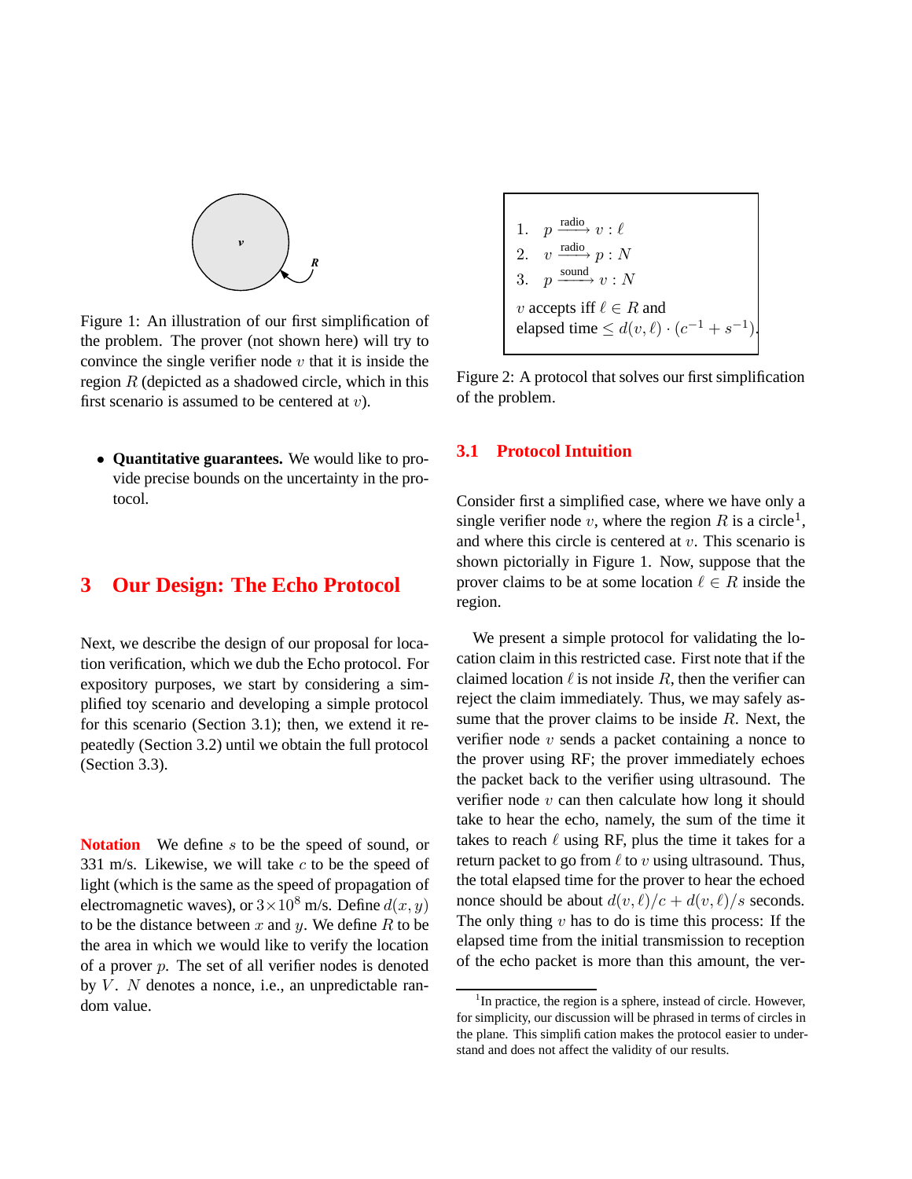Figure 1: An illustration of our first simplification of the problem. The prover (not shown here) will try to convince the single verifier node $v$ that it is inside the region $R$ (depicted as a shadowed circle, which in this first scenario is assumed to be centered at $v$).

- **Quantitative guarantees.** We would like to provide precise bounds on the uncertainty in the protocol.

# 3 Our Design: The Echo Protocol

Next, we describe the design of our proposal for location verification, which we dub the Echo protocol. For expository purposes, we start by considering a simplified toy scenario and developing a simple protocol for this scenario (Section 3.1); then, we extend it repeatedly (Section 3.2) until we obtain the full protocol (Section 3.3).

**Notation** We define $s$ to be the speed of sound, or 331 m/s. Likewise, we will take $c$ to be the speed of light (which is the same as the speed of propagation of electromagnetic waves), or $3 \times 10^8$ m/s. Define $d(x, y)$ to be the distance between $x$ and $y$. We define $R$ to be the area in which we would like to verify the location of a prover $p$. The set of all verifier nodes is denoted by $V$. $N$ denotes a nonce, i.e., an unpredictable random value.

1. $p \xrightarrow{\text{radio}} v : \ell$
2. $v \xrightarrow{\text{radio}} p : N$
3. $p \xrightarrow{\text{sound}} v : N$

$v$ accepts iff $\ell \in R$ and elapsed time $\leq d(v, \ell) \cdot (c^{-1} + s^{-1})$.

Figure 2: A protocol that solves our first simplification of the problem.

## 3.1 Protocol Intuition

Consider first a simplified case, where we have only a single verifier node $v$, where the region $R$ is a circle[1], and where this circle is centered at $v$. This scenario is shown pictorially in Figure 1. Now, suppose that the prover claims to be at some location $\ell \in R$ inside the region.

We present a simple protocol for validating the location claim in this restricted case. First note that if the claimed location $\ell$ is not inside $R$, then the verifier can reject the claim immediately. Thus, we may safely assume that the prover claims to be inside $R$. Next, the verifier node $v$ sends a packet containing a nonce to the prover using RF; the prover immediately echoes the packet back to the verifier using ultrasound. The verifier node $v$ can then calculate how long it should take to hear the echo, namely, the sum of the time it takes to reach $\ell$ using RF, plus the time it takes for a return packet to go from $\ell$ to $v$ using ultrasound. Thus, the total elapsed time for the prover to hear the echoed nonce should be about $d(v, \ell)/c + d(v, \ell)/s$ seconds. The only thing $v$ has to do is time this process: If the elapsed time from the initial transmission to reception of the echo packet is more than this amount, the ver-

[1] In practice, the region is a sphere, instead of circle. However, for simplicity, our discussion will be phrased in terms of circles in the plane. This simplification makes the protocol easier to understand and does not affect the validity of our results.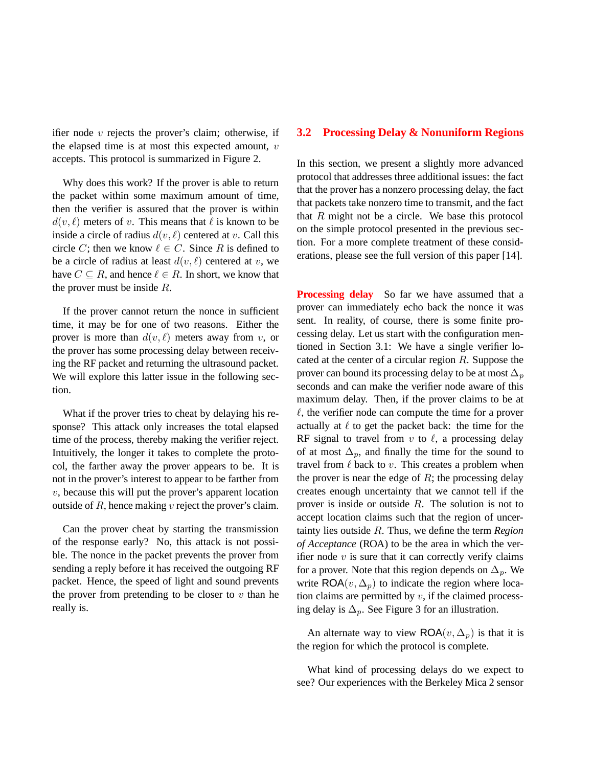ifier node $v$ rejects the prover's claim; otherwise, if the elapsed time is at most this expected amount, $v$ accepts. This protocol is summarized in Figure 2.

Why does this work? If the prover is able to return the packet within some maximum amount of time, then the verifier is assured that the prover is within $d(v, \ell)$ meters of $v$. This means that $\ell$ is known to be inside a circle of radius $d(v, \ell)$ centered at $v$. Call this circle $C$; then we know $\ell \in C$. Since $R$ is defined to be a circle of radius at least $d(v, \ell)$ centered at $v$, we have $C \subseteq R$, and hence $\ell \in R$. In short, we know that the prover must be inside $R$.

If the prover cannot return the nonce in sufficient time, it may be for one of two reasons. Either the prover is more than $d(v, \ell)$ meters away from $v$, or the prover has some processing delay between receiving the RF packet and returning the ultrasound packet. We will explore this latter issue in the following section.

What if the prover tries to cheat by delaying his response? This attack only increases the total elapsed time of the process, thereby making the verifier reject. Intuitively, the longer it takes to complete the protocol, the farther away the prover appears to be. It is not in the prover's interest to appear to be farther from $v$, because this will put the prover's apparent location outside of $R$, hence making $v$ reject the prover's claim.

Can the prover cheat by starting the transmission of the response early? No, this attack is not possible. The nonce in the packet prevents the prover from sending a reply before it has received the outgoing RF packet. Hence, the speed of light and sound prevents the prover from pretending to be closer to $v$ than he really is.

## 3.2 Processing Delay & Nonuniform Regions

In this section, we present a slightly more advanced protocol that addresses three additional issues: the fact that the prover has a nonzero processing delay, the fact that packets take nonzero time to transmit, and the fact that $R$ might not be a circle. We base this protocol on the simple protocol presented in the previous section. For a more complete treatment of these considerations, please see the full version of this paper [14].

**Processing delay** So far we have assumed that a prover can immediately echo back the nonce it was sent. In reality, of course, there is some finite processing delay. Let us start with the configuration mentioned in Section 3.1: We have a single verifier located at the center of a circular region $R$. Suppose the prover can bound its processing delay to be at most $\Delta_p$ seconds and can make the verifier node aware of this maximum delay. Then, if the prover claims to be at $\ell$, the verifier node can compute the time for a prover actually at $\ell$ to get the packet back: the time for the RF signal to travel from $v$ to $\ell$, a processing delay of at most $\Delta_p$, and finally the time for the sound to travel from $\ell$ back to $v$. This creates a problem when the prover is near the edge of $R$; the processing delay creates enough uncertainty that we cannot tell if the prover is inside or outside $R$. The solution is not to accept location claims such that the region of uncertainty lies outside $R$. Thus, we define the term *Region of Acceptance* (ROA) to be the area in which the verifier node $v$ is sure that it can correctly verify claims for a prover. Note that this region depends on $\Delta_p$. We write $\mathsf{ROA}(v, \Delta_p)$ to indicate the region where location claims are permitted by $v$, if the claimed processing delay is $\Delta_p$. See Figure 3 for an illustration.

An alternate way to view $\mathsf{ROA}(v, \Delta_p)$ is that it is the region for which the protocol is complete.

What kind of processing delays do we expect to see? Our experiences with the Berkeley Mica 2 sensor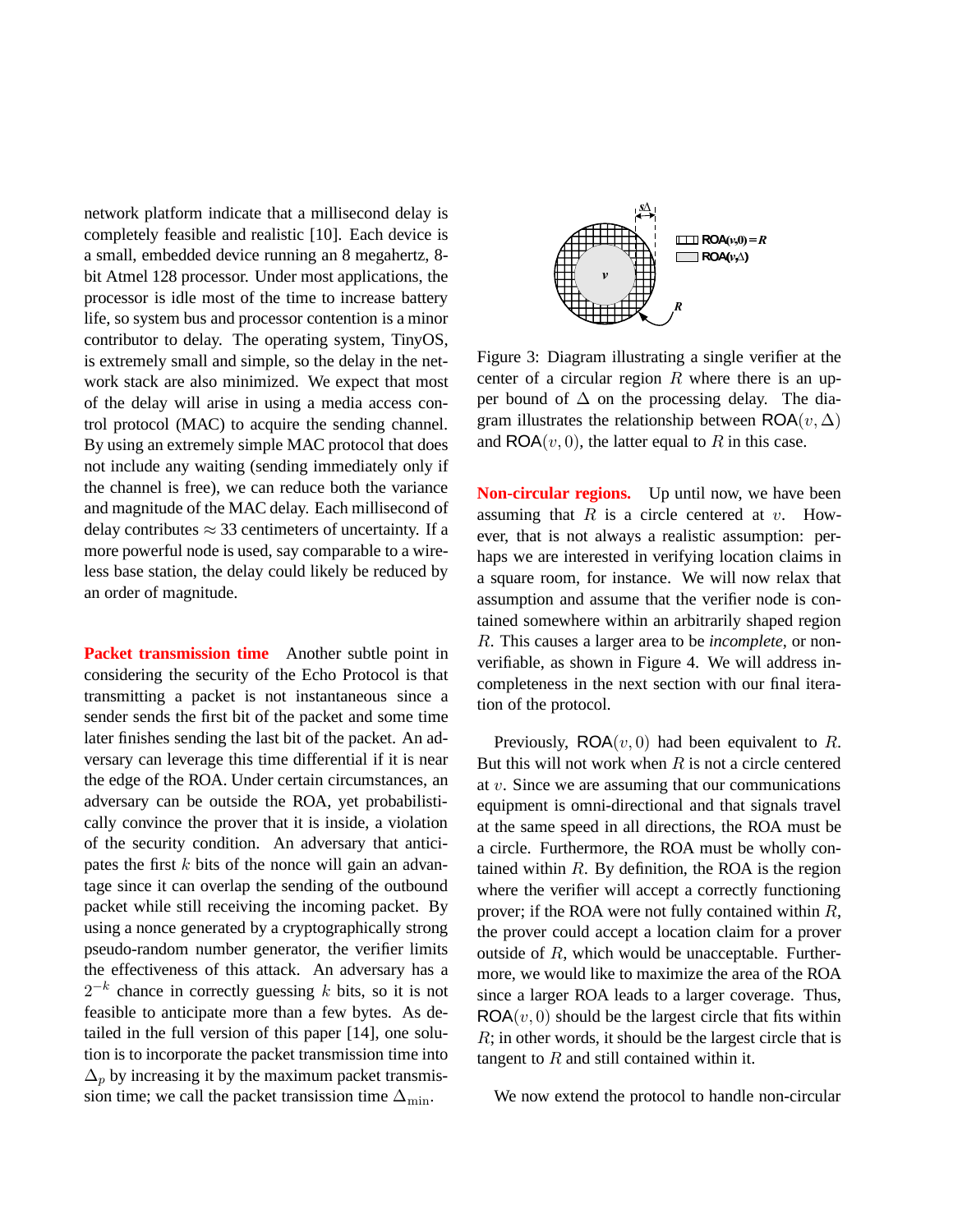network platform indicate that a millisecond delay is completely feasible and realistic [10]. Each device is a small, embedded device running an 8 megahertz, 8-bit Atmel 128 processor. Under most applications, the processor is idle most of the time to increase battery life, so system bus and processor contention is a minor contributor to delay. The operating system, TinyOS, is extremely small and simple, so the delay in the network stack are also minimized. We expect that most of the delay will arise in using a media access control protocol (MAC) to acquire the sending channel. By using an extremely simple MAC protocol that does not include any waiting (sending immediately only if the channel is free), we can reduce both the variance and magnitude of the MAC delay. Each millisecond of delay contributes $\approx 33$ centimeters of uncertainty. If a more powerful node is used, say comparable to a wireless base station, the delay could likely be reduced by an order of magnitude.

**Packet transmission time** Another subtle point in considering the security of the Echo Protocol is that transmitting a packet is not instantaneous since a sender sends the first bit of the packet and some time later finishes sending the last bit of the packet. An adversary can leverage this time differential if it is near the edge of the ROA. Under certain circumstances, an adversary can be outside the ROA, yet probabilistically convince the prover that it is inside, a violation of the security condition. An adversary that anticipates the first $k$ bits of the nonce will gain an advantage since it can overlap the sending of the outbound packet while still receiving the incoming packet. By using a nonce generated by a cryptographically strong pseudo-random number generator, the verifier limits the effectiveness of this attack. An adversary has a $2^{-k}$ chance in correctly guessing $k$ bits, so it is not feasible to anticipate more than a few bytes. As detailed in the full version of this paper [14], one solution is to incorporate the packet transmission time into $\Delta_p$ by increasing it by the maximum packet transmission time; we call the packet transission time $\Delta_{\min}$.

Figure 3: Diagram illustrating a single verifier at the center of a circular region $R$ where there is an upper bound of $\Delta$ on the processing delay. The diagram illustrates the relationship between $\mathsf{ROA}(v, \Delta)$ and $\mathsf{ROA}(v, 0)$, the latter equal to $R$ in this case.

**Non-circular regions.** Up until now, we have been assuming that $R$ is a circle centered at $v$. However, that is not always a realistic assumption: perhaps we are interested in verifying location claims in a square room, for instance. We will now relax that assumption and assume that the verifier node is contained somewhere within an arbitrarily shaped region $R$. This causes a larger area to be *incomplete*, or non-verifiable, as shown in Figure 4. We will address incompleteness in the next section with our final iteration of the protocol.

Previously, $\mathsf{ROA}(v, 0)$ had been equivalent to $R$. But this will not work when $R$ is not a circle centered at $v$. Since we are assuming that our communications equipment is omni-directional and that signals travel at the same speed in all directions, the ROA must be a circle. Furthermore, the ROA must be wholly contained within $R$. By definition, the ROA is the region where the verifier will accept a correctly functioning prover; if the ROA were not fully contained within $R$, the prover could accept a location claim for a prover outside of $R$, which would be unacceptable. Furthermore, we would like to maximize the area of the ROA since a larger ROA leads to a larger coverage. Thus, $\mathsf{ROA}(v, 0)$ should be the largest circle that fits within $R$; in other words, it should be the largest circle that is tangent to $R$ and still contained within it.

We now extend the protocol to handle non-circular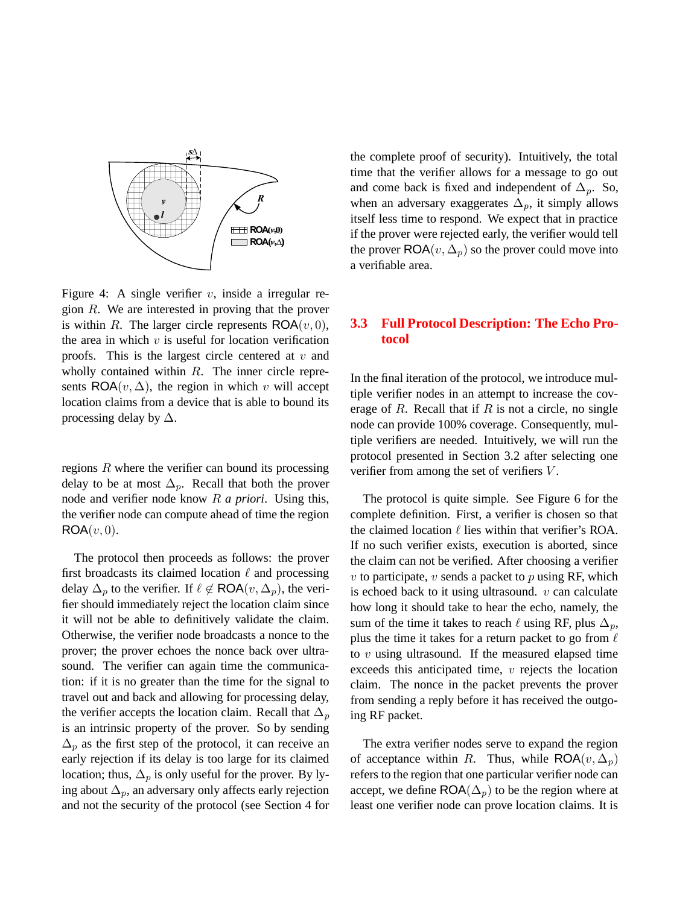Figure 4: A single verifier $v$, inside a irregular region $R$. We are interested in proving that the prover is within $R$. The larger circle represents $\mathsf{ROA}(v, 0)$, the area in which $v$ is useful for location verification proofs. This is the largest circle centered at $v$ and wholly contained within $R$. The inner circle represents $\mathsf{ROA}(v, \Delta)$, the region in which $v$ will accept location claims from a device that is able to bound its processing delay by $\Delta$.

regions $R$ where the verifier can bound its processing delay to be at most $\Delta_p$. Recall that both the prover node and verifier node know $R$ *a priori*. Using this, the verifier node can compute ahead of time the region $\mathsf{ROA}(v, 0)$.

The protocol then proceeds as follows: the prover first broadcasts its claimed location $\ell$ and processing delay $\Delta_p$ to the verifier. If $\ell \notin \mathsf{ROA}(v, \Delta_p)$, the verifier should immediately reject the location claim since it will not be able to definitively validate the claim. Otherwise, the verifier node broadcasts a nonce to the prover; the prover echoes the nonce back over ultrasound. The verifier can again time the communication: if it is no greater than the time for the signal to travel out and back and allowing for processing delay, the verifier accepts the location claim. Recall that $\Delta_p$ is an intrinsic property of the prover. So by sending $\Delta_p$ as the first step of the protocol, it can receive an early rejection if its delay is too large for its claimed location; thus, $\Delta_p$ is only useful for the prover. By lying about $\Delta_p$, an adversary only affects early rejection and not the security of the protocol (see Section 4 for the complete proof of security). Intuitively, the total time that the verifier allows for a message to go out and come back is fixed and independent of $\Delta_p$. So, when an adversary exaggerates $\Delta_p$, it simply allows itself less time to respond. We expect that in practice if the prover were rejected early, the verifier would tell the prover $\mathsf{ROA}(v, \Delta_p)$ so the prover could move into a verifiable area.

### 3.3 Full Protocol Description: The Echo Protocol

In the final iteration of the protocol, we introduce multiple verifier nodes in an attempt to increase the coverage of $R$. Recall that if $R$ is not a circle, no single node can provide 100% coverage. Consequently, multiple verifiers are needed. Intuitively, we will run the protocol presented in Section 3.2 after selecting one verifier from among the set of verifiers $V$.

The protocol is quite simple. See Figure 6 for the complete definition. First, a verifier is chosen so that the claimed location $\ell$ lies within that verifier's ROA. If no such verifier exists, execution is aborted, since the claim can not be verified. After choosing a verifier $v$ to participate, $v$ sends a packet to $p$ using RF, which is echoed back to it using ultrasound. $v$ can calculate how long it should take to hear the echo, namely, the sum of the time it takes to reach $\ell$ using RF, plus $\Delta_p$, plus the time it takes for a return packet to go from $\ell$ to $v$ using ultrasound. If the measured elapsed time exceeds this anticipated time, $v$ rejects the location claim. The nonce in the packet prevents the prover from sending a reply before it has received the outgoing RF packet.

The extra verifier nodes serve to expand the region of acceptance within $R$. Thus, while $\mathsf{ROA}(v, \Delta_p)$ refers to the region that one particular verifier node can accept, we define $\mathsf{ROA}(\Delta_p)$ to be the region where at least one verifier node can prove location claims. It is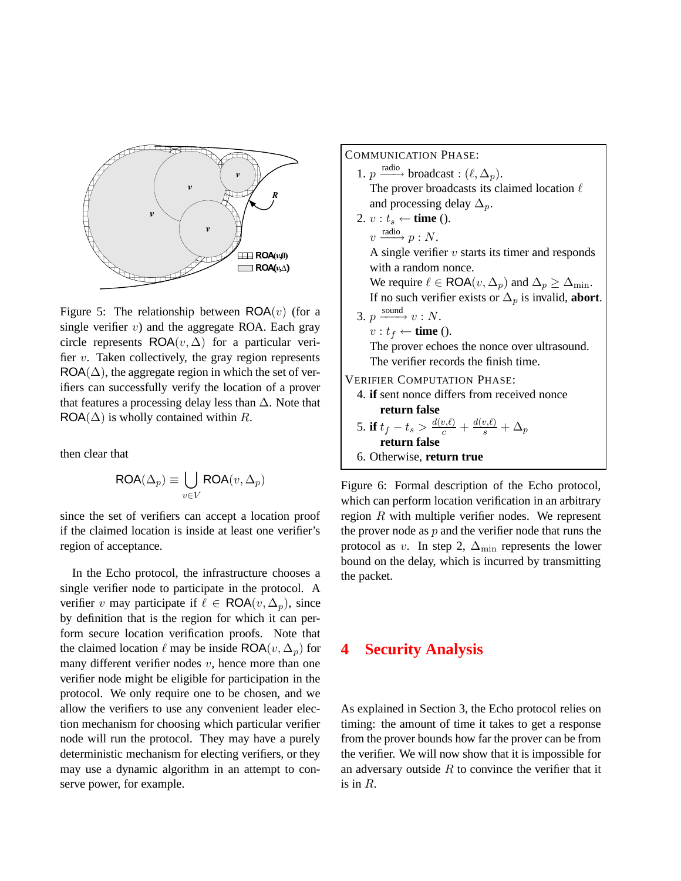Figure 5: The relationship between $\mathsf{ROA}(v)$ (for a single verifier $v$) and the aggregate ROA. Each gray circle represents $\mathsf{ROA}(v, \Delta)$ for a particular verifier $v$. Taken collectively, the gray region represents $\mathsf{ROA}(\Delta)$, the aggregate region in which the set of verifiers can successfully verify the location of a prover that features a processing delay less than $\Delta$. Note that $\mathsf{ROA}(\Delta)$ is wholly contained within $R$.

then clear that

$$\mathsf{ROA}(\Delta_p) \equiv \bigcup_{v \in V} \mathsf{ROA}(v, \Delta_p)$$

since the set of verifiers can accept a location proof if the claimed location is inside at least one verifier's region of acceptance.

In the Echo protocol, the infrastructure chooses a single verifier node to participate in the protocol. A verifier $v$ may participate if $\ell \in \mathsf{ROA}(v, \Delta_p)$, since by definition that is the region for which it can perform secure location verification proofs. Note that the claimed location $\ell$ may be inside $\mathsf{ROA}(v, \Delta_p)$ for many different verifier nodes $v$, hence more than one verifier node might be eligible for participation in the protocol. We only require one to be chosen, and we allow the verifiers to use any convenient leader election mechanism for choosing which particular verifier node will run the protocol. They may have a purely deterministic mechanism for electing verifiers, or they may use a dynamic algorithm in an attempt to conserve power, for example.

COMMUNICATION PHASE:

1. $p \xrightarrow{\text{radio}}$ broadcast : $(\ell, \Delta_p)$.
   The prover broadcasts its claimed location $\ell$ and processing delay $\Delta_p$.
2. $v : t_s \leftarrow$ **time** ().
   $v \xrightarrow{\text{radio}} p : N$.
   A single verifier $v$ starts its timer and responds with a random nonce.
   We require $\ell \in \mathsf{ROA}(v, \Delta_p)$ and $\Delta_p \geq \Delta_{\min}$.
   If no such verifier exists or $\Delta_p$ is invalid, **abort**.
3. $p \xrightarrow{\text{sound}} v : N$.
   $v : t_f \leftarrow$ **time** ().
   The prover echoes the nonce over ultrasound.
   The verifier records the finish time.

VERIFIER COMPUTATION PHASE:

4. **if** sent nonce differs from received nonce
   **return false**
5. **if** $t_f - t_s > \frac{d(v,\ell)}{c} + \frac{d(v,\ell)}{s} + \Delta_p$
   **return false**
6. Otherwise, **return true**

Figure 6: Formal description of the Echo protocol, which can perform location verification in an arbitrary region $R$ with multiple verifier nodes. We represent the prover node as $p$ and the verifier node that runs the protocol as $v$. In step 2, $\Delta_{\min}$ represents the lower bound on the delay, which is incurred by transmitting the packet.

## 4 Security Analysis

As explained in Section 3, the Echo protocol relies on timing: the amount of time it takes to get a response from the prover bounds how far the prover can be from the verifier. We will now show that it is impossible for an adversary outside $R$ to convince the verifier that it is in $R$.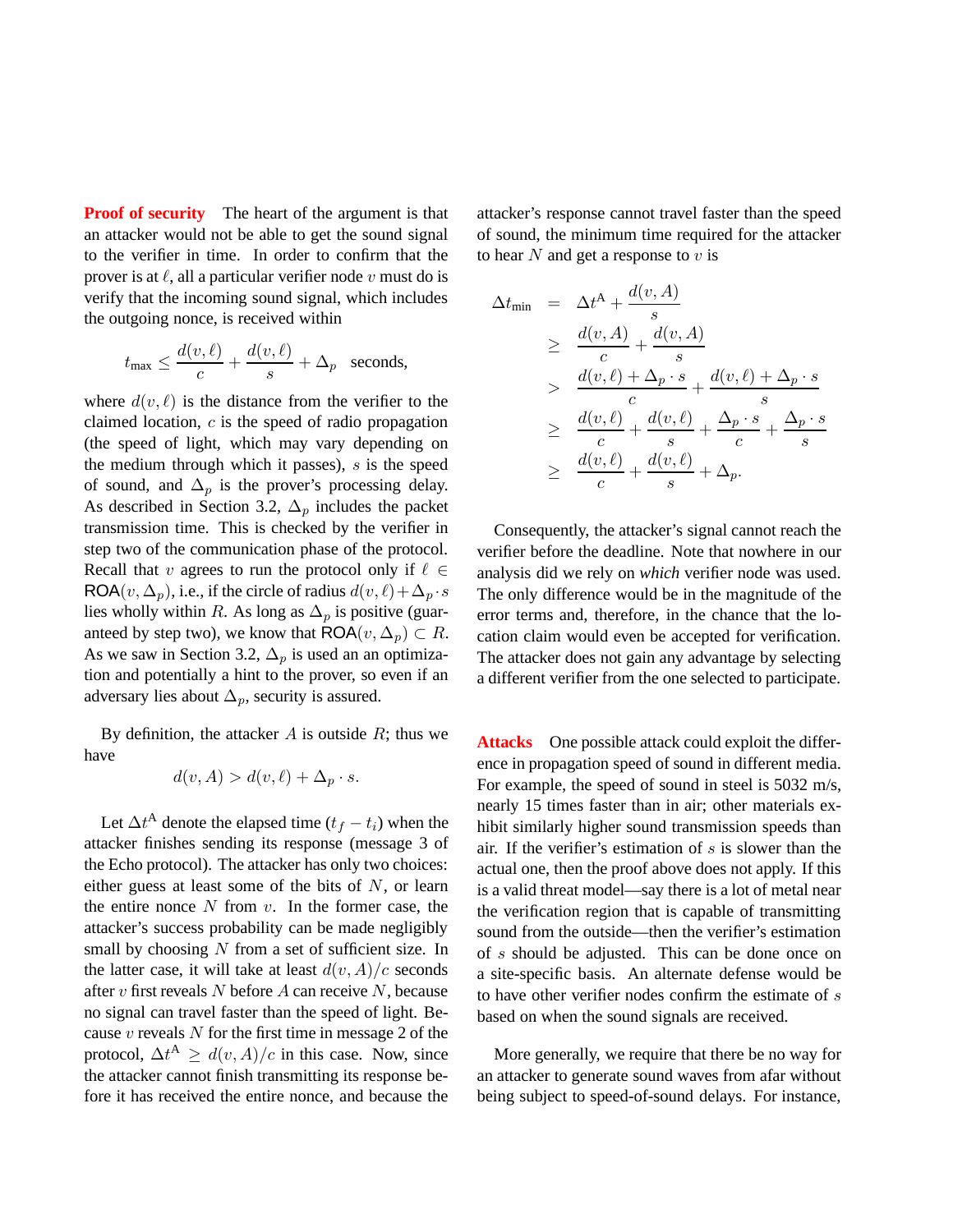**Proof of security** The heart of the argument is that an attacker would not be able to get the sound signal to the verifier in time. In order to confirm that the prover is at $\ell$, all a particular verifier node $v$ must do is verify that the incoming sound signal, which includes the outgoing nonce, is received within

$$t_{\text{max}} \leq \frac{d(v,\ell)}{c} + \frac{d(v,\ell)}{s} + \Delta_p \quad \text{seconds,}$$

where $d(v,\ell)$ is the distance from the verifier to the claimed location, $c$ is the speed of radio propagation (the speed of light, which may vary depending on the medium through which it passes), $s$ is the speed of sound, and $\Delta_p$ is the prover's processing delay. As described in Section 3.2, $\Delta_p$ includes the packet transmission time. This is checked by the verifier in step two of the communication phase of the protocol. Recall that $v$ agrees to run the protocol only if $\ell \in \mathsf{ROA}(v, \Delta_p)$, i.e., if the circle of radius $d(v,\ell) + \Delta_p \cdot s$ lies wholly within $R$. As long as $\Delta_p$ is positive (guaranteed by step two), we know that $\mathsf{ROA}(v, \Delta_p) \subset R$. As we saw in Section 3.2, $\Delta_p$ is used an an optimization and potentially a hint to the prover, so even if an adversary lies about $\Delta_p$, security is assured.

By definition, the attacker $A$ is outside $R$; thus we have

$$d(v,A) > d(v,\ell) + \Delta_p \cdot s.$$

Let $\Delta t^{\text{A}}$ denote the elapsed time $(t_f - t_i)$ when the attacker finishes sending its response (message 3 of the Echo protocol). The attacker has only two choices: either guess at least some of the bits of $N$, or learn the entire nonce $N$ from $v$. In the former case, the attacker's success probability can be made negligibly small by choosing $N$ from a set of sufficient size. In the latter case, it will take at least $d(v,A)/c$ seconds after $v$ first reveals $N$ before $A$ can receive $N$, because no signal can travel faster than the speed of light. Because $v$ reveals $N$ for the first time in message 2 of the protocol, $\Delta t^{\text{A}} \geq d(v,A)/c$ in this case. Now, since the attacker cannot finish transmitting its response before it has received the entire nonce, and because the attacker's response cannot travel faster than the speed of sound, the minimum time required for the attacker to hear $N$ and get a response to $v$ is

$$\begin{aligned}
\Delta t_{\text{min}} &= \Delta t^{\text{A}} + \frac{d(v,A)}{s} \\
&\geq \frac{d(v,A)}{c} + \frac{d(v,A)}{s} \\
&> \frac{d(v,\ell) + \Delta_p \cdot s}{c} + \frac{d(v,\ell) + \Delta_p \cdot s}{s} \\
&\geq \frac{d(v,\ell)}{c} + \frac{d(v,\ell)}{s} + \frac{\Delta_p \cdot s}{c} + \frac{\Delta_p \cdot s}{s} \\
&\geq \frac{d(v,\ell)}{c} + \frac{d(v,\ell)}{s} + \Delta_p.
\end{aligned}$$

Consequently, the attacker's signal cannot reach the verifier before the deadline. Note that nowhere in our analysis did we rely on *which* verifier node was used. The only difference would be in the magnitude of the error terms and, therefore, in the chance that the location claim would even be accepted for verification. The attacker does not gain any advantage by selecting a different verifier from the one selected to participate.

**Attacks** One possible attack could exploit the difference in propagation speed of sound in different media. For example, the speed of sound in steel is 5032 m/s, nearly 15 times faster than in air; other materials exhibit similarly higher sound transmission speeds than air. If the verifier's estimation of $s$ is slower than the actual one, then the proof above does not apply. If this is a valid threat model—say there is a lot of metal near the verification region that is capable of transmitting sound from the outside—then the verifier's estimation of $s$ should be adjusted. This can be done once on a site-specific basis. An alternate defense would be to have other verifier nodes confirm the estimate of $s$ based on when the sound signals are received.

More generally, we require that there be no way for an attacker to generate sound waves from afar without being subject to speed-of-sound delays. For instance,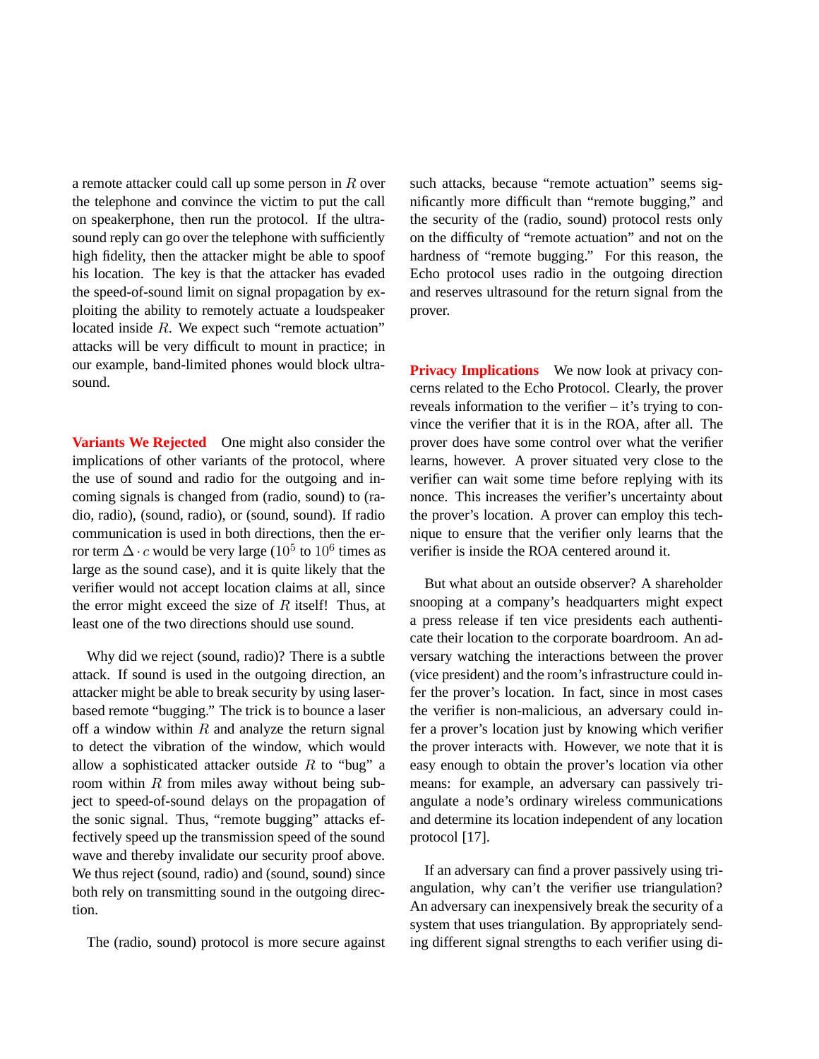a remote attacker could call up some person in $R$ over the telephone and convince the victim to put the call on speakerphone, then run the protocol. If the ultrasound reply can go over the telephone with sufficiently high fidelity, then the attacker might be able to spoof his location. The key is that the attacker has evaded the speed-of-sound limit on signal propagation by exploiting the ability to remotely actuate a loudspeaker located inside $R$. We expect such "remote actuation" attacks will be very difficult to mount in practice; in our example, band-limited phones would block ultrasound.

**Variants We Rejected** One might also consider the implications of other variants of the protocol, where the use of sound and radio for the outgoing and incoming signals is changed from (radio, sound) to (radio, radio), (sound, radio), or (sound, sound). If radio communication is used in both directions, then the error term $\Delta \cdot c$ would be very large ($10^5$ to $10^6$ times as large as the sound case), and it is quite likely that the verifier would not accept location claims at all, since the error might exceed the size of $R$ itself! Thus, at least one of the two directions should use sound.

Why did we reject (sound, radio)? There is a subtle attack. If sound is used in the outgoing direction, an attacker might be able to break security by using laser-based remote "bugging." The trick is to bounce a laser off a window within $R$ and analyze the return signal to detect the vibration of the window, which would allow a sophisticated attacker outside $R$ to "bug" a room within $R$ from miles away without being subject to speed-of-sound delays on the propagation of the sonic signal. Thus, "remote bugging" attacks effectively speed up the transmission speed of the sound wave and thereby invalidate our security proof above. We thus reject (sound, radio) and (sound, sound) since both rely on transmitting sound in the outgoing direction.

The (radio, sound) protocol is more secure against such attacks, because "remote actuation" seems significantly more difficult than "remote bugging," and the security of the (radio, sound) protocol rests only on the difficulty of "remote actuation" and not on the hardness of "remote bugging." For this reason, the Echo protocol uses radio in the outgoing direction and reserves ultrasound for the return signal from the prover.

**Privacy Implications** We now look at privacy concerns related to the Echo Protocol. Clearly, the prover reveals information to the verifier – it's trying to convince the verifier that it is in the ROA, after all. The prover does have some control over what the verifier learns, however. A prover situated very close to the verifier can wait some time before replying with its nonce. This increases the verifier's uncertainty about the prover's location. A prover can employ this technique to ensure that the verifier only learns that the verifier is inside the ROA centered around it.

But what about an outside observer? A shareholder snooping at a company's headquarters might expect a press release if ten vice presidents each authenticate their location to the corporate boardroom. An adversary watching the interactions between the prover (vice president) and the room's infrastructure could infer the prover's location. In fact, since in most cases the verifier is non-malicious, an adversary could infer a prover's location just by knowing which verifier the prover interacts with. However, we note that it is easy enough to obtain the prover's location via other means: for example, an adversary can passively triangulate a node's ordinary wireless communications and determine its location independent of any location protocol [17].

If an adversary can find a prover passively using triangulation, why can't the verifier use triangulation? An adversary can inexpensively break the security of a system that uses triangulation. By appropriately sending different signal strengths to each verifier using di-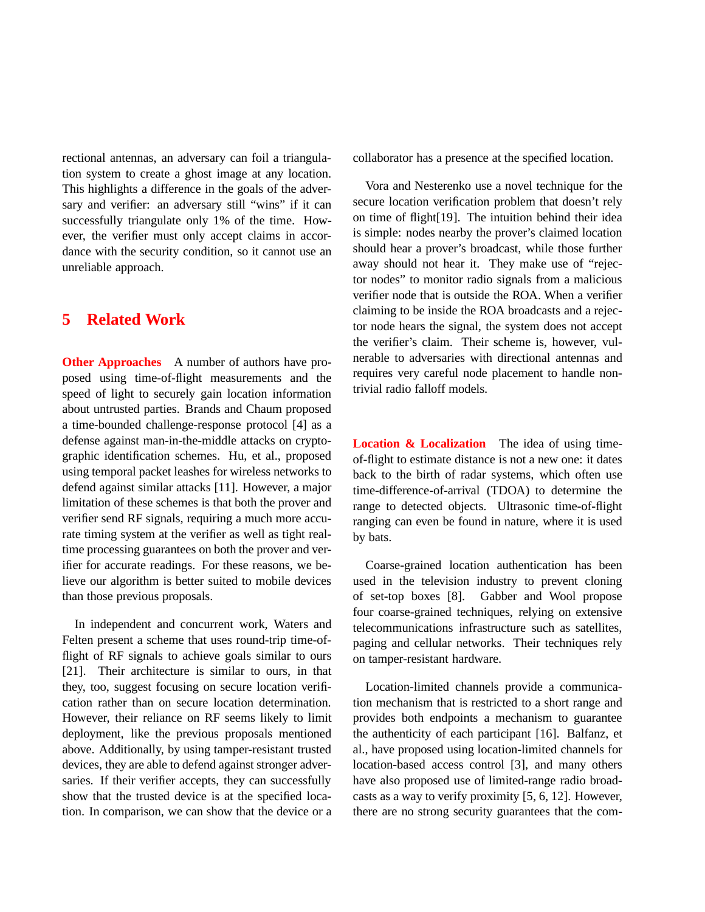rectional antennas, an adversary can foil a triangulation system to create a ghost image at any location. This highlights a difference in the goals of the adversary and verifier: an adversary still "wins" if it can successfully triangulate only 1% of the time. However, the verifier must only accept claims in accordance with the security condition, so it cannot use an unreliable approach.

## 5 Related Work

**Other Approaches** A number of authors have proposed using time-of-flight measurements and the speed of light to securely gain location information about untrusted parties. Brands and Chaum proposed a time-bounded challenge-response protocol [4] as a defense against man-in-the-middle attacks on cryptographic identification schemes. Hu, et al., proposed using temporal packet leashes for wireless networks to defend against similar attacks [11]. However, a major limitation of these schemes is that both the prover and verifier send RF signals, requiring a much more accurate timing system at the verifier as well as tight real-time processing guarantees on both the prover and verifier for accurate readings. For these reasons, we believe our algorithm is better suited to mobile devices than those previous proposals.

In independent and concurrent work, Waters and Felten present a scheme that uses round-trip time-of-flight of RF signals to achieve goals similar to ours [21]. Their architecture is similar to ours, in that they, too, suggest focusing on secure location verification rather than on secure location determination. However, their reliance on RF seems likely to limit deployment, like the previous proposals mentioned above. Additionally, by using tamper-resistant trusted devices, they are able to defend against stronger adversaries. If their verifier accepts, they can successfully show that the trusted device is at the specified location. In comparison, we can show that the device or a collaborator has a presence at the specified location.

Vora and Nesterenko use a novel technique for the secure location verification problem that doesn't rely on time of flight[19]. The intuition behind their idea is simple: nodes nearby the prover's claimed location should hear a prover's broadcast, while those further away should not hear it. They make use of "rejector nodes" to monitor radio signals from a malicious verifier node that is outside the ROA. When a verifier claiming to be inside the ROA broadcasts and a rejector node hears the signal, the system does not accept the verifier's claim. Their scheme is, however, vulnerable to adversaries with directional antennas and requires very careful node placement to handle nontrivial radio falloff models.

**Location & Localization** The idea of using time-of-flight to estimate distance is not a new one: it dates back to the birth of radar systems, which often use time-difference-of-arrival (TDOA) to determine the range to detected objects. Ultrasonic time-of-flight ranging can even be found in nature, where it is used by bats.

Coarse-grained location authentication has been used in the television industry to prevent cloning of set-top boxes [8]. Gabber and Wool propose four coarse-grained techniques, relying on extensive telecommunications infrastructure such as satellites, paging and cellular networks. Their techniques rely on tamper-resistant hardware.

Location-limited channels provide a communication mechanism that is restricted to a short range and provides both endpoints a mechanism to guarantee the authenticity of each participant [16]. Balfanz, et al., have proposed using location-limited channels for location-based access control [3], and many others have also proposed use of limited-range radio broadcasts as a way to verify proximity [5, 6, 12]. However, there are no strong security guarantees that the com-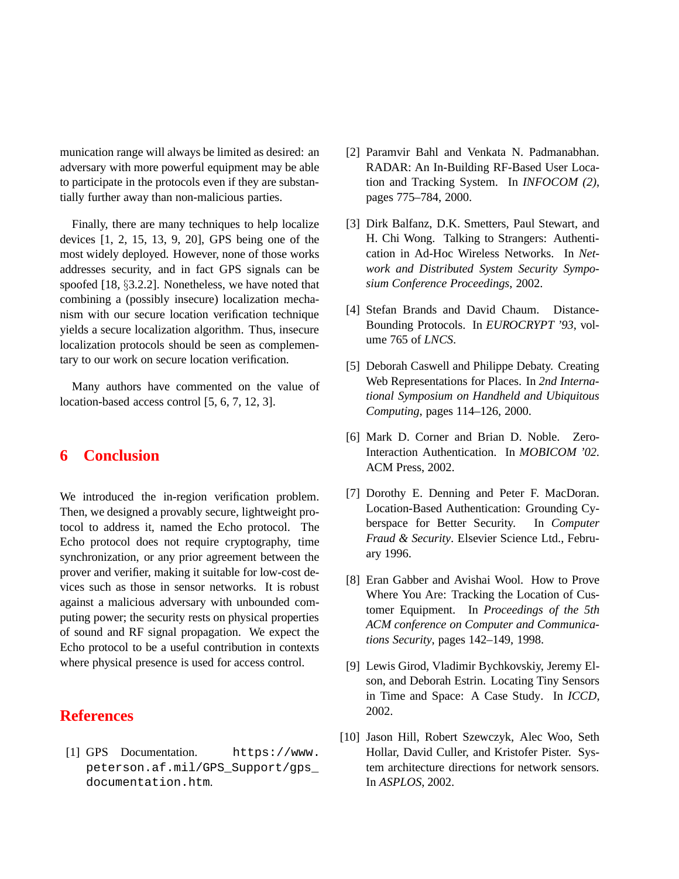munication range will always be limited as desired: an adversary with more powerful equipment may be able to participate in the protocols even if they are substantially further away than non-malicious parties.

Finally, there are many techniques to help localize devices [1, 2, 15, 13, 9, 20], GPS being one of the most widely deployed. However, none of those works addresses security, and in fact GPS signals can be spoofed [18, §3.2.2]. Nonetheless, we have noted that combining a (possibly insecure) localization mechanism with our secure location verification technique yields a secure localization algorithm. Thus, insecure localization protocols should be seen as complementary to our work on secure location verification.

Many authors have commented on the value of location-based access control [5, 6, 7, 12, 3].

## 6 Conclusion

We introduced the in-region verification problem. Then, we designed a provably secure, lightweight protocol to address it, named the Echo protocol. The Echo protocol does not require cryptography, time synchronization, or any prior agreement between the prover and verifier, making it suitable for low-cost devices such as those in sensor networks. It is robust against a malicious adversary with unbounded computing power; the security rests on physical properties of sound and RF signal propagation. We expect the Echo protocol to be a useful contribution in contexts where physical presence is used for access control.

## References

[1] GPS Documentation. `https://www.peterson.af.mil/GPS_Support/gps_documentation.htm`.

[2] Paramvir Bahl and Venkata N. Padmanabhan. RADAR: An In-Building RF-Based User Location and Tracking System. In *INFOCOM (2)*, pages 775–784, 2000.

[3] Dirk Balfanz, D.K. Smetters, Paul Stewart, and H. Chi Wong. Talking to Strangers: Authentication in Ad-Hoc Wireless Networks. In *Network and Distributed System Security Symposium Conference Proceedings*, 2002.

[4] Stefan Brands and David Chaum. Distance-Bounding Protocols. In *EUROCRYPT '93*, volume 765 of *LNCS*.

[5] Deborah Caswell and Philippe Debaty. Creating Web Representations for Places. In *2nd International Symposium on Handheld and Ubiquitous Computing*, pages 114–126, 2000.

[6] Mark D. Corner and Brian D. Noble. Zero-Interaction Authentication. In *MOBICOM '02*. ACM Press, 2002.

[7] Dorothy E. Denning and Peter F. MacDoran. Location-Based Authentication: Grounding Cyberspace for Better Security. In *Computer Fraud & Security*. Elsevier Science Ltd., February 1996.

[8] Eran Gabber and Avishai Wool. How to Prove Where You Are: Tracking the Location of Customer Equipment. In *Proceedings of the 5th ACM conference on Computer and Communications Security*, pages 142–149, 1998.

[9] Lewis Girod, Vladimir Bychkovskiy, Jeremy Elson, and Deborah Estrin. Locating Tiny Sensors in Time and Space: A Case Study. In *ICCD*, 2002.

[10] Jason Hill, Robert Szewczyk, Alec Woo, Seth Hollar, David Culler, and Kristofer Pister. System architecture directions for network sensors. In *ASPLOS*, 2002.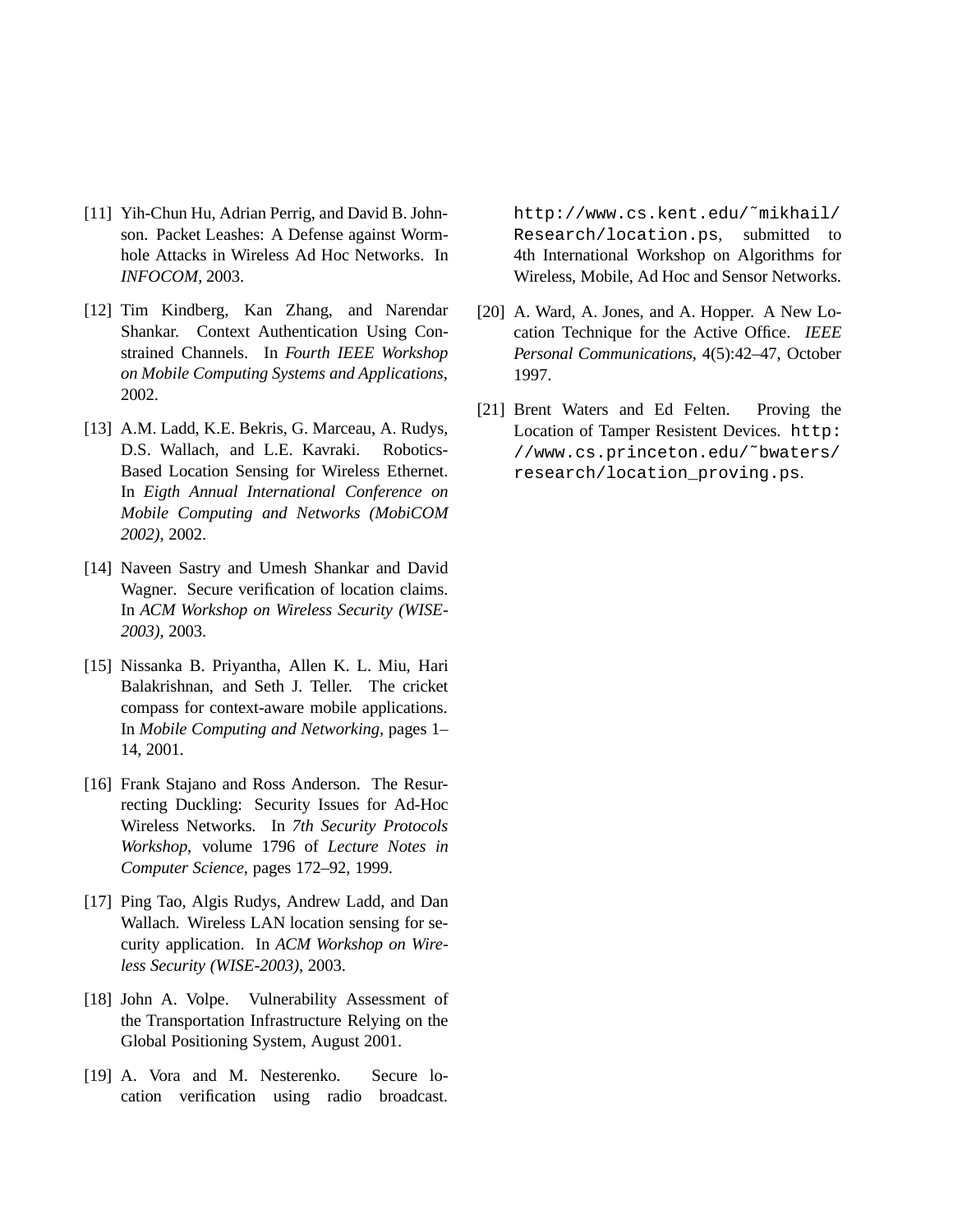[11] Yih-Chun Hu, Adrian Perrig, and David B. Johnson. Packet Leashes: A Defense against Wormhole Attacks in Wireless Ad Hoc Networks. In *INFOCOM*, 2003.

[12] Tim Kindberg, Kan Zhang, and Narendar Shankar. Context Authentication Using Constrained Channels. In *Fourth IEEE Workshop on Mobile Computing Systems and Applications*, 2002.

[13] A.M. Ladd, K.E. Bekris, G. Marceau, A. Rudys, D.S. Wallach, and L.E. Kavraki. Robotics-Based Location Sensing for Wireless Ethernet. In *Eigth Annual International Conference on Mobile Computing and Networks (MobiCOM 2002)*, 2002.

[14] Naveen Sastry and Umesh Shankar and David Wagner. Secure verification of location claims. In *ACM Workshop on Wireless Security (WISE-2003)*, 2003.

[15] Nissanka B. Priyantha, Allen K. L. Miu, Hari Balakrishnan, and Seth J. Teller. The cricket compass for context-aware mobile applications. In *Mobile Computing and Networking*, pages 1–14, 2001.

[16] Frank Stajano and Ross Anderson. The Resurrecting Duckling: Security Issues for Ad-Hoc Wireless Networks. In *7th Security Protocols Workshop*, volume 1796 of *Lecture Notes in Computer Science*, pages 172–92, 1999.

[17] Ping Tao, Algis Rudys, Andrew Ladd, and Dan Wallach. Wireless LAN location sensing for security application. In *ACM Workshop on Wireless Security (WISE-2003)*, 2003.

[18] John A. Volpe. Vulnerability Assessment of the Transportation Infrastructure Relying on the Global Positioning System, August 2001.

[19] A. Vora and M. Nesterenko. Secure location verification using radio broadcast. `http://www.cs.kent.edu/~mikhail/Research/location.ps`, submitted to 4th International Workshop on Algorithms for Wireless, Mobile, Ad Hoc and Sensor Networks.

[20] A. Ward, A. Jones, and A. Hopper. A New Location Technique for the Active Office. *IEEE Personal Communications*, 4(5):42–47, October 1997.

[21] Brent Waters and Ed Felten. Proving the Location of Tamper Resistent Devices. `http://www.cs.princeton.edu/~bwaters/research/location_proving.ps`.